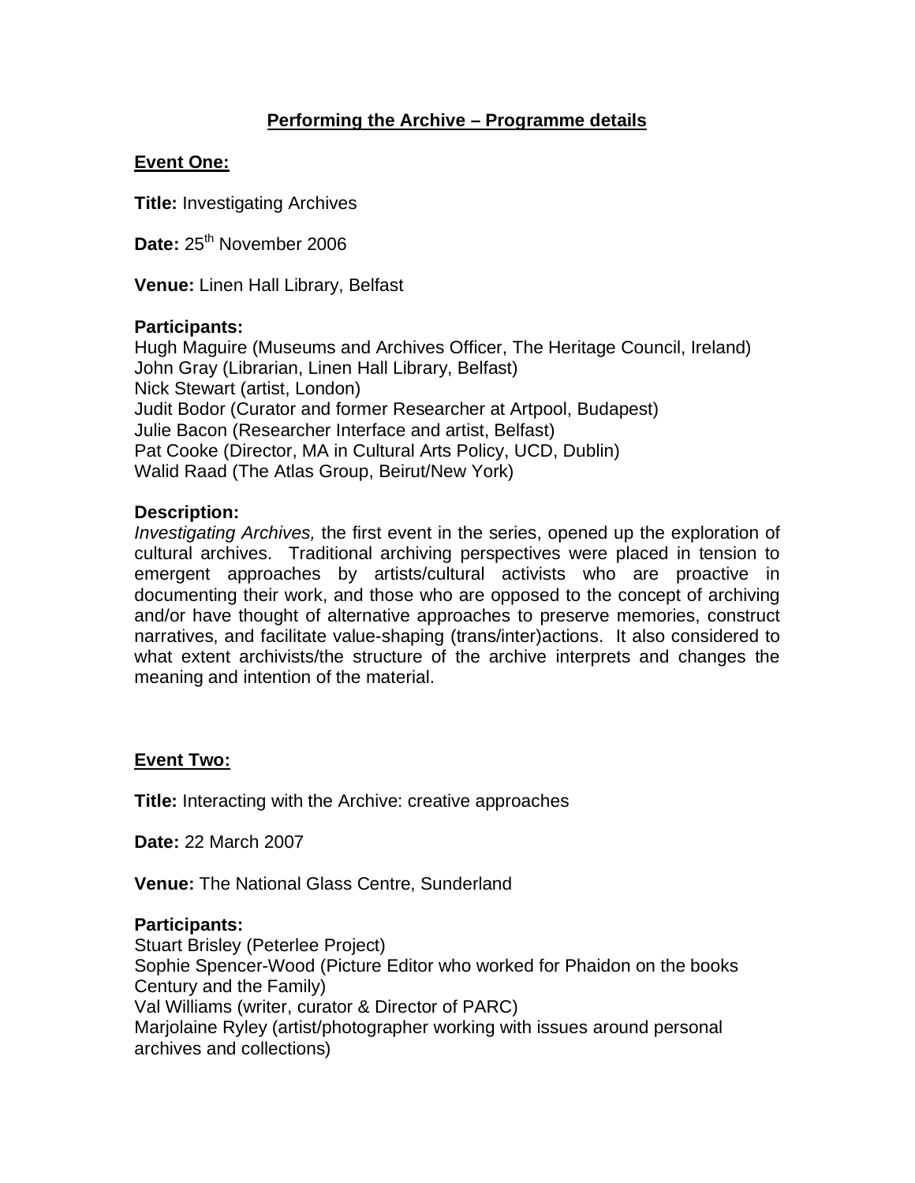# Performing the Archive – Programme details

## Event One:

**Title:** Investigating Archives

**Date:** 25th November 2006

**Venue:** Linen Hall Library, Belfast

**Participants:**
Hugh Maguire (Museums and Archives Officer, The Heritage Council, Ireland)
John Gray (Librarian, Linen Hall Library, Belfast)
Nick Stewart (artist, London)
Judit Bodor (Curator and former Researcher at Artpool, Budapest)
Julie Bacon (Researcher Interface and artist, Belfast)
Pat Cooke (Director, MA in Cultural Arts Policy, UCD, Dublin)
Walid Raad (The Atlas Group, Beirut/New York)

**Description:**
*Investigating Archives,* the first event in the series, opened up the exploration of cultural archives. Traditional archiving perspectives were placed in tension to emergent approaches by artists/cultural activists who are proactive in documenting their work, and those who are opposed to the concept of archiving and/or have thought of alternative approaches to preserve memories, construct narratives, and facilitate value-shaping (trans/inter)actions. It also considered to what extent archivists/the structure of the archive interprets and changes the meaning and intention of the material.

## Event Two:

**Title:** Interacting with the Archive: creative approaches

**Date:** 22 March 2007

**Venue:** The National Glass Centre, Sunderland

**Participants:**
Stuart Brisley (Peterlee Project)
Sophie Spencer-Wood (Picture Editor who worked for Phaidon on the books Century and the Family)
Val Williams (writer, curator & Director of PARC)
Marjolaine Ryley (artist/photographer working with issues around personal archives and collections)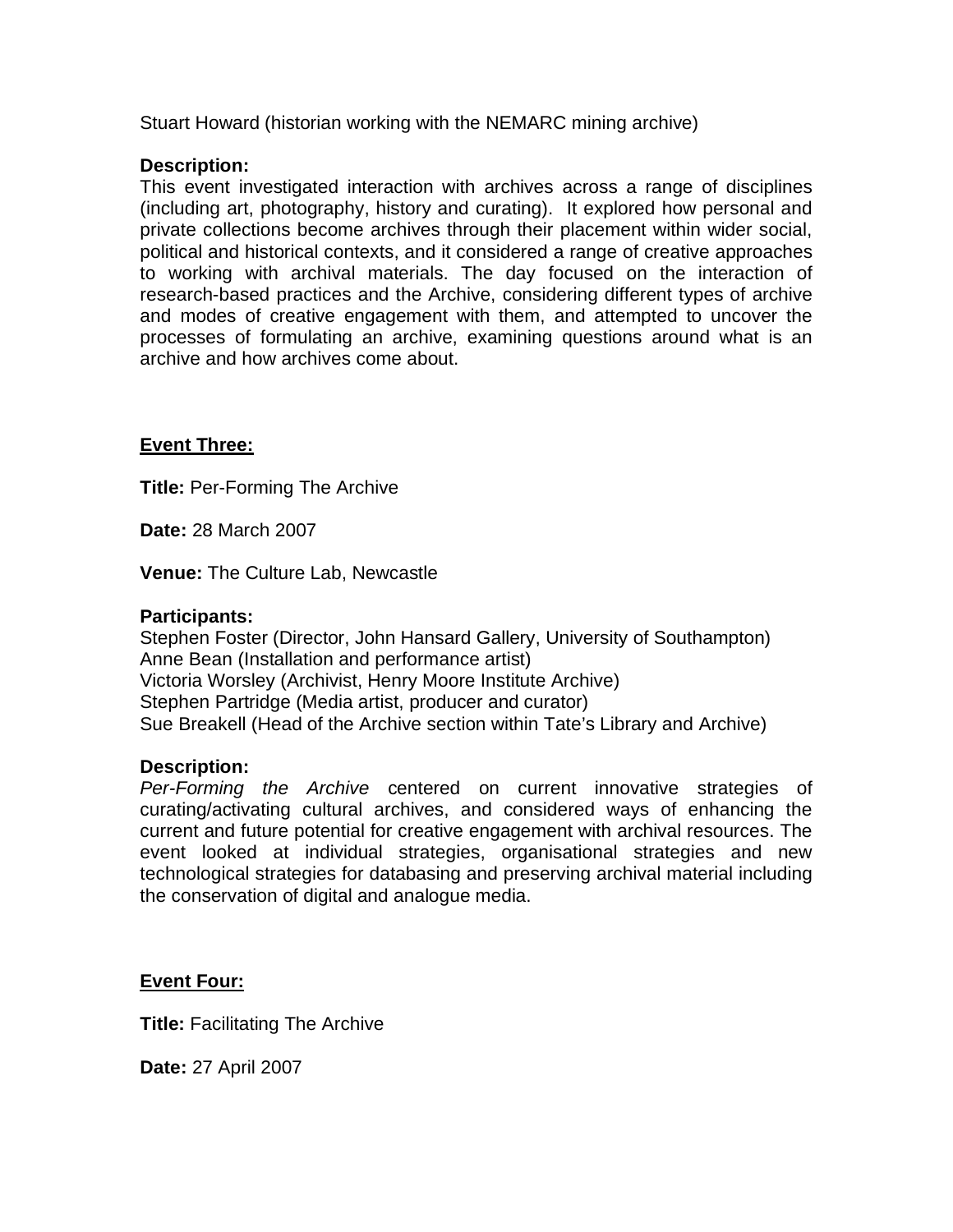Stuart Howard (historian working with the NEMARC mining archive)

**Description:**
This event investigated interaction with archives across a range of disciplines (including art, photography, history and curating). It explored how personal and private collections become archives through their placement within wider social, political and historical contexts, and it considered a range of creative approaches to working with archival materials. The day focused on the interaction of research-based practices and the Archive, considering different types of archive and modes of creative engagement with them, and attempted to uncover the processes of formulating an archive, examining questions around what is an archive and how archives come about.

**<u>Event Three:</u>**

**Title:** Per-Forming The Archive

**Date:** 28 March 2007

**Venue:** The Culture Lab, Newcastle

**Participants:**
Stephen Foster (Director, John Hansard Gallery, University of Southampton)
Anne Bean (Installation and performance artist)
Victoria Worsley (Archivist, Henry Moore Institute Archive)
Stephen Partridge (Media artist, producer and curator)
Sue Breakell (Head of the Archive section within Tate's Library and Archive)

**Description:**
*Per-Forming the Archive* centered on current innovative strategies of curating/activating cultural archives, and considered ways of enhancing the current and future potential for creative engagement with archival resources. The event looked at individual strategies, organisational strategies and new technological strategies for databasing and preserving archival material including the conservation of digital and analogue media.

**<u>Event Four:</u>**

**Title:** Facilitating The Archive

**Date:** 27 April 2007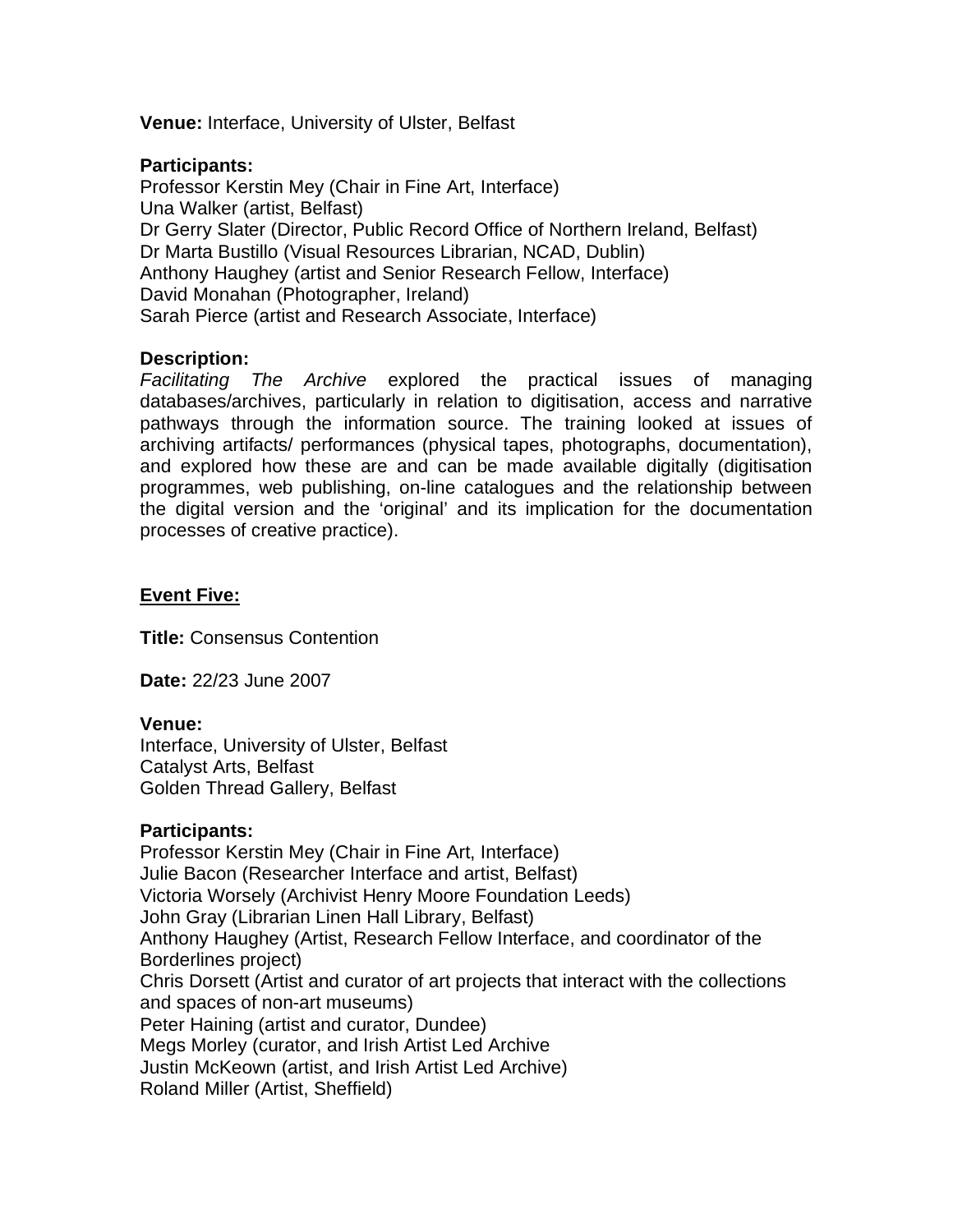**Venue:** Interface, University of Ulster, Belfast

**Participants:**
Professor Kerstin Mey (Chair in Fine Art, Interface)
Una Walker (artist, Belfast)
Dr Gerry Slater (Director, Public Record Office of Northern Ireland, Belfast)
Dr Marta Bustillo (Visual Resources Librarian, NCAD, Dublin)
Anthony Haughey (artist and Senior Research Fellow, Interface)
David Monahan (Photographer, Ireland)
Sarah Pierce (artist and Research Associate, Interface)

**Description:**
*Facilitating The Archive* explored the practical issues of managing databases/archives, particularly in relation to digitisation, access and narrative pathways through the information source. The training looked at issues of archiving artifacts/ performances (physical tapes, photographs, documentation), and explored how these are and can be made available digitally (digitisation programmes, web publishing, on-line catalogues and the relationship between the digital version and the 'original' and its implication for the documentation processes of creative practice).

**Event Five:**

**Title:** Consensus Contention

**Date:** 22/23 June 2007

**Venue:**
Interface, University of Ulster, Belfast
Catalyst Arts, Belfast
Golden Thread Gallery, Belfast

**Participants:**
Professor Kerstin Mey (Chair in Fine Art, Interface)
Julie Bacon (Researcher Interface and artist, Belfast)
Victoria Worsely (Archivist Henry Moore Foundation Leeds)
John Gray (Librarian Linen Hall Library, Belfast)
Anthony Haughey (Artist, Research Fellow Interface, and coordinator of the Borderlines project)
Chris Dorsett (Artist and curator of art projects that interact with the collections and spaces of non-art museums)
Peter Haining (artist and curator, Dundee)
Megs Morley (curator, and Irish Artist Led Archive
Justin McKeown (artist, and Irish Artist Led Archive)
Roland Miller (Artist, Sheffield)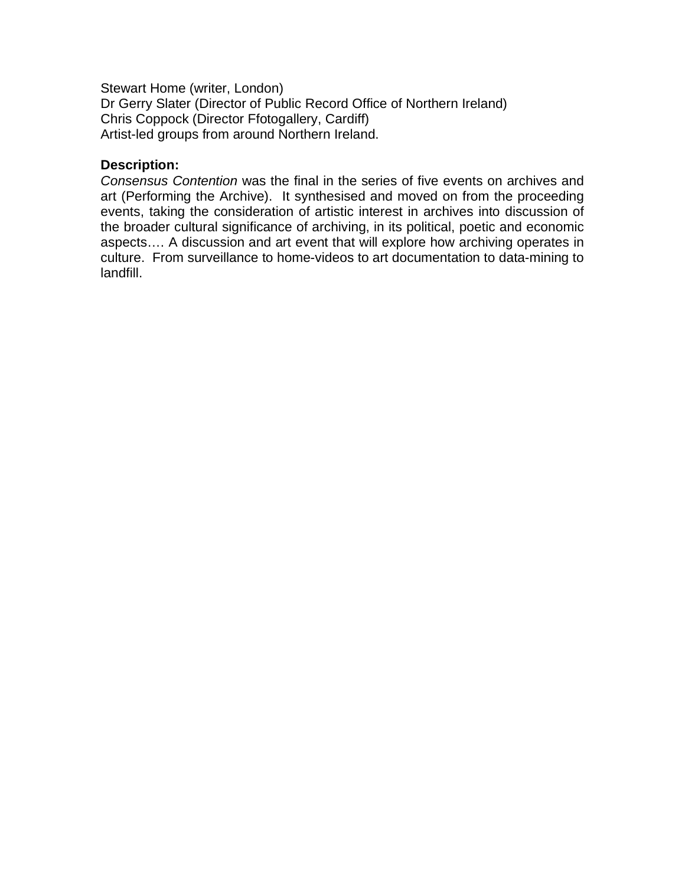Stewart Home (writer, London)
Dr Gerry Slater (Director of Public Record Office of Northern Ireland)
Chris Coppock (Director Ffotogallery, Cardiff)
Artist-led groups from around Northern Ireland.

**Description:**
*Consensus Contention* was the final in the series of five events on archives and art (Performing the Archive). It synthesised and moved on from the proceeding events, taking the consideration of artistic interest in archives into discussion of the broader cultural significance of archiving, in its political, poetic and economic aspects…. A discussion and art event that will explore how archiving operates in culture. From surveillance to home-videos to art documentation to data-mining to landfill.